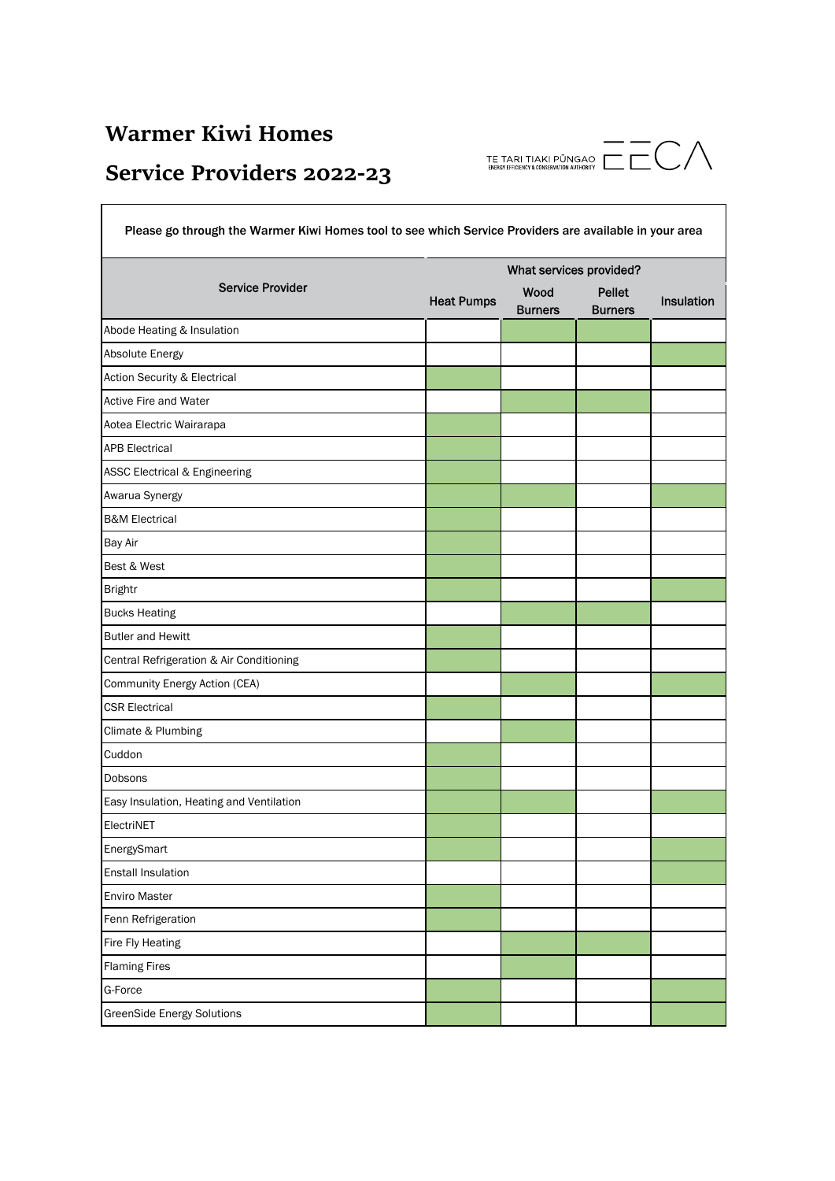# Warmer Kiwi Homes

# Service Providers 2022-23

TE TARI TIAKI PŪNGAO
ENERGY EFFICIENCY & CONSERVATION AUTHORITY
EECA

Please go through the Warmer Kiwi Homes tool to see which Service Providers are available in your area

(✓ = service provided; shaded cell in the original)

| Service Provider | What services provided? | | | |
|---|---|---|---|---|
| | Heat Pumps | Wood Burners | Pellet Burners | Insulation |
| Abode Heating & Insulation | | ✓ | ✓ | |
| Absolute Energy | | | | ✓ |
| Action Security & Electrical | ✓ | | | |
| Active Fire and Water | | ✓ | ✓ | |
| Aotea Electric Wairarapa | ✓ | | | |
| APB Electrical | ✓ | | | |
| ASSC Electrical & Engineering | ✓ | | | |
| Awarua Synergy | ✓ | ✓ | | ✓ |
| B&M Electrical | ✓ | | | |
| Bay Air | ✓ | | | |
| Best & West | ✓ | | | |
| Brightr | ✓ | | | ✓ |
| Bucks Heating | | ✓ | ✓ | |
| Butler and Hewitt | ✓ | | | |
| Central Refrigeration & Air Conditioning | ✓ | | | |
| Community Energy Action (CEA) | | ✓ | | ✓ |
| CSR Electrical | ✓ | | | |
| Climate & Plumbing | | ✓ | | |
| Cuddon | ✓ | | | |
| Dobsons | ✓ | | | |
| Easy Insulation, Heating and Ventilation | ✓ | ✓ | | ✓ |
| ElectriNET | ✓ | | | |
| EnergySmart | ✓ | | | ✓ |
| Enstall Insulation | | | | ✓ |
| Enviro Master | ✓ | | | |
| Fenn Refrigeration | ✓ | | | |
| Fire Fly Heating | | ✓ | ✓ | |
| Flaming Fires | | ✓ | | |
| G-Force | ✓ | | | ✓ |
| GreenSide Energy Solutions | ✓ | | | ✓ |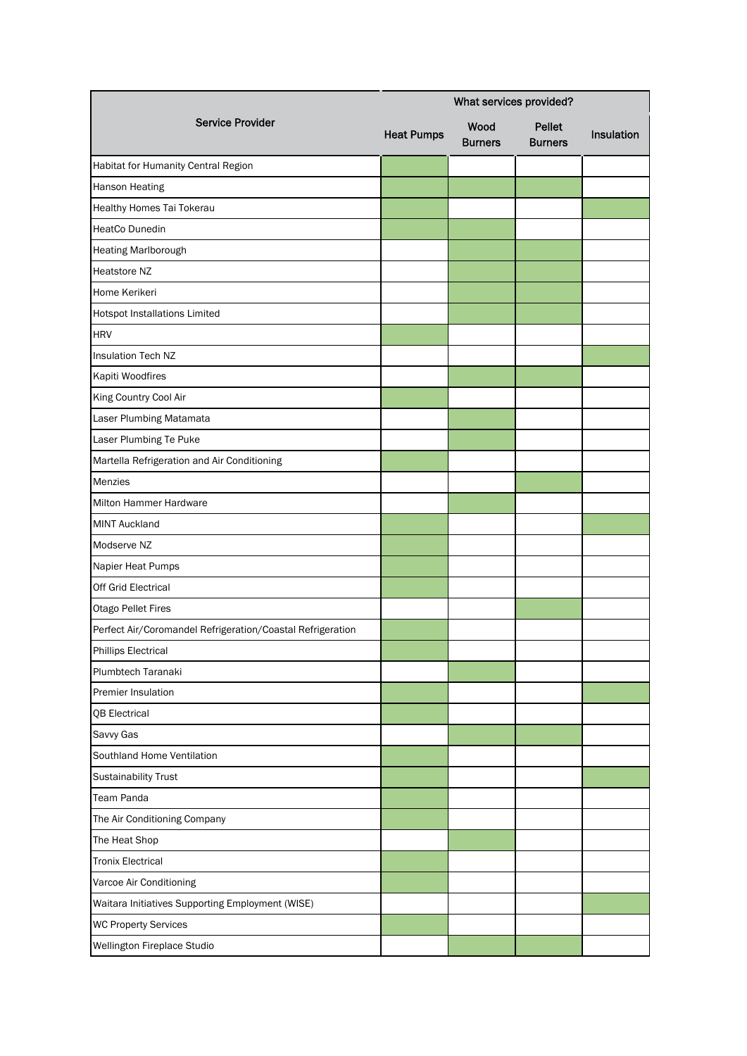| Service Provider | What services provided? | | | |
|---|---|---|---|---|
| | Heat Pumps | Wood Burners | Pellet Burners | Insulation |
| Habitat for Humanity Central Region | ✓ | | | |
| Hanson Heating | ✓ | ✓ | ✓ | |
| Healthy Homes Tai Tokerau | ✓ | | | ✓ |
| HeatCo Dunedin | ✓ | ✓ | | |
| Heating Marlborough | | ✓ | ✓ | |
| Heatstore NZ | | ✓ | ✓ | |
| Home Kerikeri | | ✓ | ✓ | |
| Hotspot Installations Limited | | ✓ | ✓ | |
| HRV | ✓ | | | |
| Insulation Tech NZ | | | | ✓ |
| Kapiti Woodfires | | ✓ | ✓ | |
| King Country Cool Air | ✓ | | | |
| Laser Plumbing Matamata | | ✓ | | |
| Laser Plumbing Te Puke | | ✓ | | |
| Martella Refrigeration and Air Conditioning | ✓ | | | |
| Menzies | | | ✓ | |
| Milton Hammer Hardware | | ✓ | | |
| MINT Auckland | ✓ | | | ✓ |
| Modserve NZ | ✓ | | | |
| Napier Heat Pumps | ✓ | | | |
| Off Grid Electrical | ✓ | | | |
| Otago Pellet Fires | | | ✓ | |
| Perfect Air/Coromandel Refrigeration/Coastal Refrigeration | ✓ | | | |
| Phillips Electrical | ✓ | | | |
| Plumbtech Taranaki | | ✓ | | |
| Premier Insulation | ✓ | | | ✓ |
| QB Electrical | ✓ | | | |
| Savvy Gas | | ✓ | ✓ | |
| Southland Home Ventilation | ✓ | | | |
| Sustainability Trust | ✓ | | | ✓ |
| Team Panda | ✓ | | | |
| The Air Conditioning Company | ✓ | | | |
| The Heat Shop | | ✓ | | |
| Tronix Electrical | ✓ | | | |
| Varcoe Air Conditioning | ✓ | | | |
| Waitara Initiatives Supporting Employment (WISE) | | | | ✓ |
| WC Property Services | ✓ | | | |
| Wellington Fireplace Studio | | ✓ | ✓ | |